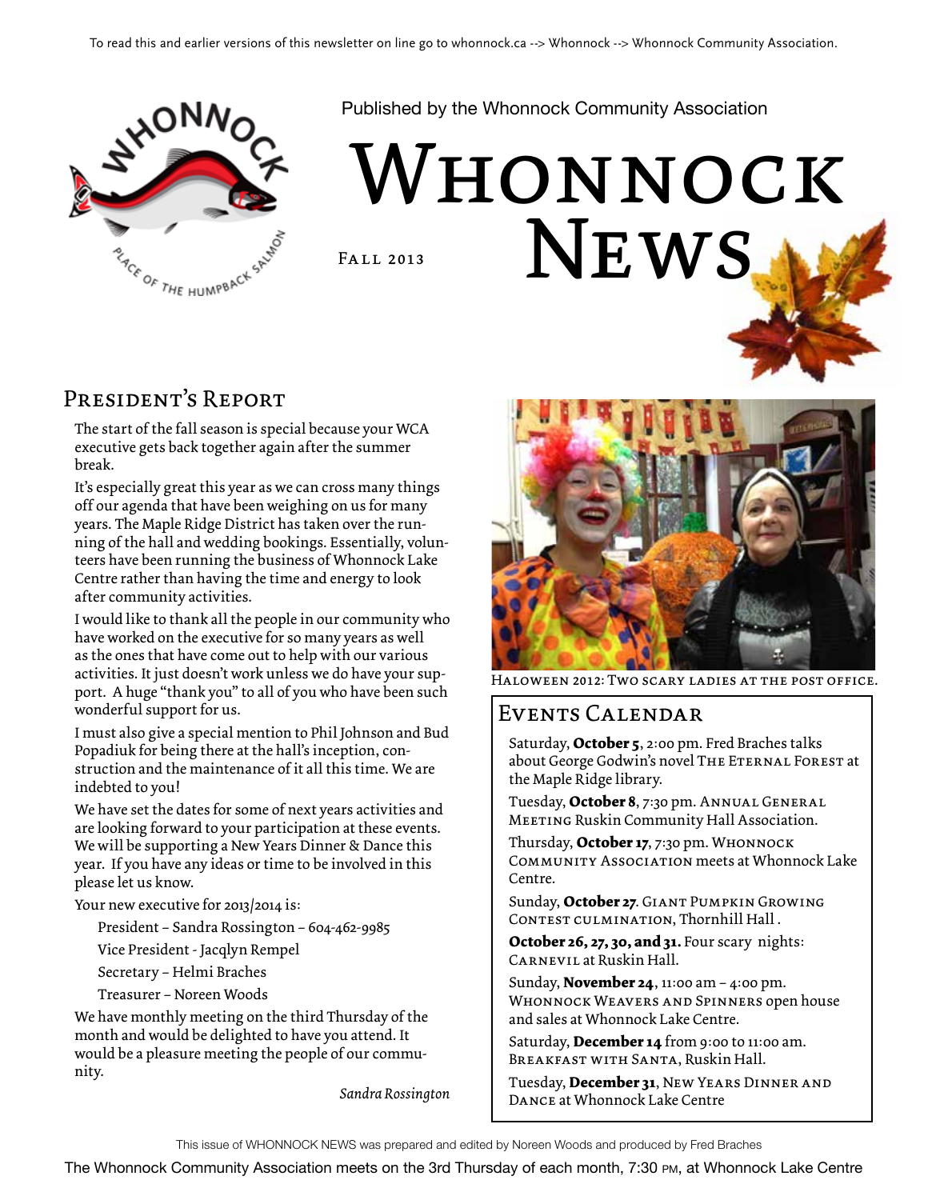To read this and earlier versions of this newsletter on line go to whonnock.ca --> Whonnock --> Whonnock Community Association.

Published by the Whonnock Community Association

# Whonnock News

Fall 2013

## President's Report

The start of the fall season is special because your WCA executive gets back together again after the summer break.

It's especially great this year as we can cross many things off our agenda that have been weighing on us for many years. The Maple Ridge District has taken over the running of the hall and wedding bookings. Essentially, volunteers have been running the business of Whonnock Lake Centre rather than having the time and energy to look after community activities.

I would like to thank all the people in our community who have worked on the executive for so many years as well as the ones that have come out to help with our various activities. It just doesn't work unless we do have your support. A huge "thank you" to all of you who have been such wonderful support for us.

I must also give a special mention to Phil Johnson and Bud Popadiuk for being there at the hall's inception, construction and the maintenance of it all this time. We are indebted to you!

We have set the dates for some of next years activities and are looking forward to your participation at these events. We will be supporting a New Years Dinner & Dance this year. If you have any ideas or time to be involved in this please let us know.

Your new executive for 2013/2014 is:

- President – Sandra Rossington – 604-462-9985
- Vice President - Jacqlyn Rempel
- Secretary – Helmi Braches
- Treasurer – Noreen Woods

We have monthly meeting on the third Thursday of the month and would be delighted to have you attend. It would be a pleasure meeting the people of our community.

*Sandra Rossington*

Haloween 2012: Two scary ladies at the post office.

## Events Calendar

Saturday, **October 5**, 2:00 pm. Fred Braches talks about George Godwin's novel The Eternal Forest at the Maple Ridge library.

Tuesday, **October 8**, 7:30 pm. Annual General Meeting Ruskin Community Hall Association.

Thursday, **October 17**, 7:30 pm. Whonnock Community Association meets at Whonnock Lake Centre.

Sunday, **October 27**. Giant Pumpkin Growing Contest culmination, Thornhill Hall .

**October 26, 27, 30, and 31.** Four scary nights: Carnevil at Ruskin Hall.

Sunday, **November 24**, 11:00 am – 4:00 pm. Whonnock Weavers and Spinners open house and sales at Whonnock Lake Centre.

Saturday, **December 14** from 9:00 to 11:00 am. Breakfast with Santa, Ruskin Hall.

Tuesday, **December 31**, New Years Dinner and Dance at Whonnock Lake Centre

This issue of WHONNOCK NEWS was prepared and edited by Noreen Woods and produced by Fred Braches

The Whonnock Community Association meets on the 3rd Thursday of each month, 7:30 PM, at Whonnock Lake Centre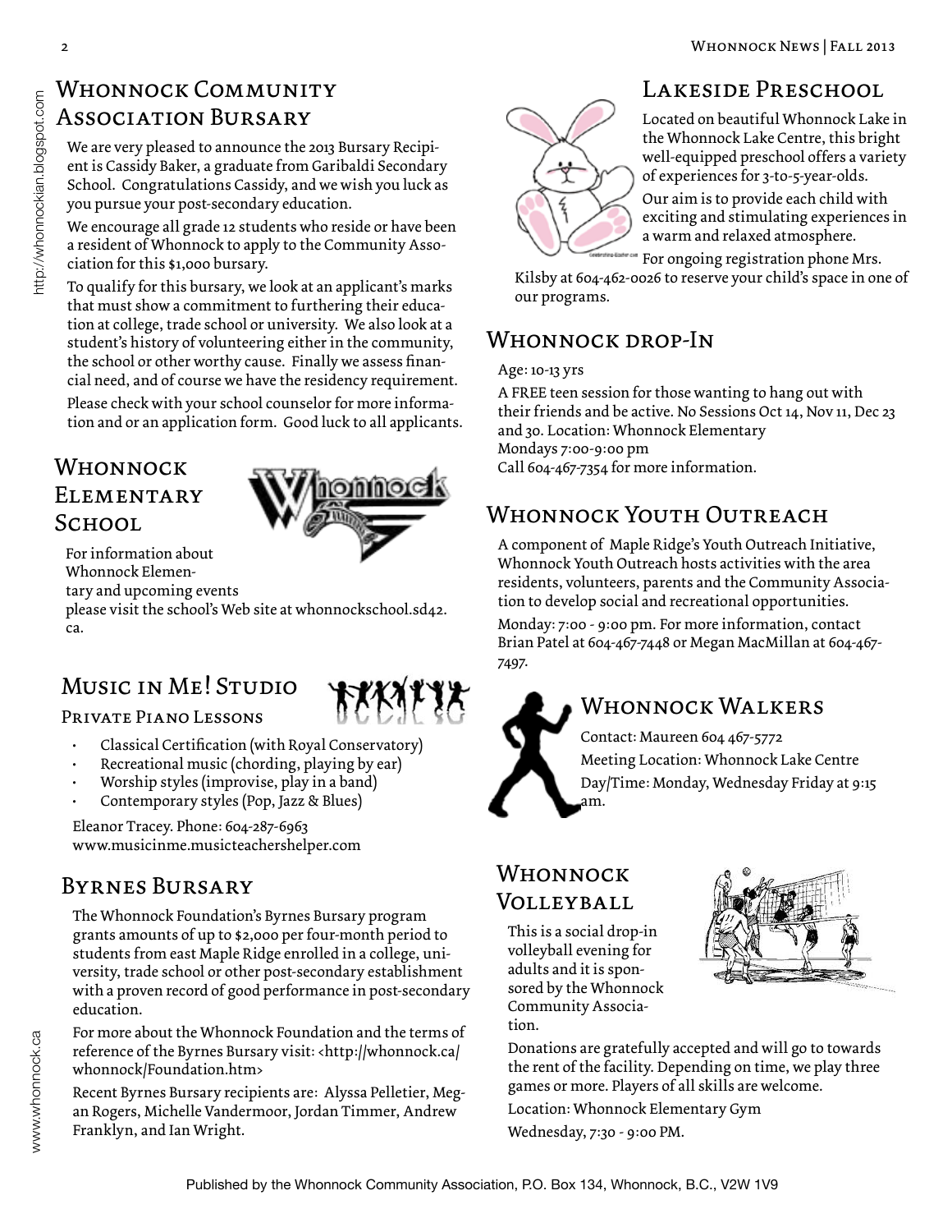## Whonnock Community Association Bursary

We are very pleased to announce the 2013 Bursary Recipient is Cassidy Baker, a graduate from Garibaldi Secondary School. Congratulations Cassidy, and we wish you luck as you pursue your post-secondary education.

We encourage all grade 12 students who reside or have been a resident of Whonnock to apply to the Community Association for this $1,000 bursary.

To qualify for this bursary, we look at an applicant's marks that must show a commitment to furthering their education at college, trade school or university. We also look at a student's history of volunteering either in the community, the school or other worthy cause. Finally we assess financial need, and of course we have the residency requirement.

Please check with your school counselor for more information and or an application form. Good luck to all applicants.

## Whonnock Elementary School

For information about Whonnock Elementary and upcoming events please visit the school's Web site at whonnockschool.sd42.ca.

## Music in Me! Studio

### Private Piano Lessons

- Classical Certification (with Royal Conservatory)
- Recreational music (chording, playing by ear)
- Worship styles (improvise, play in a band)
- Contemporary styles (Pop, Jazz & Blues)

Eleanor Tracey. Phone: 604-287-6963
www.musicinme.musicteachershelper.com

## Byrnes Bursary

The Whonnock Foundation's Byrnes Bursary program grants amounts of up to $2,000 per four-month period to students from east Maple Ridge enrolled in a college, university, trade school or other post-secondary establishment with a proven record of good performance in post-secondary education.

For more about the Whonnock Foundation and the terms of reference of the Byrnes Bursary visit: <http://whonnock.ca/whonnock/Foundation.htm>

Recent Byrnes Bursary recipients are: Alyssa Pelletier, Megan Rogers, Michelle Vandermoor, Jordan Timmer, Andrew Franklyn, and Ian Wright.

## Lakeside Preschool

Located on beautiful Whonnock Lake in the Whonnock Lake Centre, this bright well-equipped preschool offers a variety of experiences for 3-to-5-year-olds.

Our aim is to provide each child with exciting and stimulating experiences in a warm and relaxed atmosphere.

For ongoing registration phone Mrs. Kilsby at 604-462-0026 to reserve your child's space in one of our programs.

## Whonnock drop-In

Age: 10-13 yrs

A FREE teen session for those wanting to hang out with their friends and be active. No Sessions Oct 14, Nov 11, Dec 23 and 30. Location: Whonnock Elementary
Mondays 7:00-9:00 pm
Call 604-467-7354 for more information.

## Whonnock Youth Outreach

A component of Maple Ridge's Youth Outreach Initiative, Whonnock Youth Outreach hosts activities with the area residents, volunteers, parents and the Community Association to develop social and recreational opportunities.

Monday: 7:00 - 9:00 pm. For more information, contact Brian Patel at 604-467-7448 or Megan MacMillan at 604-467-7497.

## Whonnock Walkers

Contact: Maureen 604 467-5772

Meeting Location: Whonnock Lake Centre

Day/Time: Monday, Wednesday Friday at 9:15 am.

## Whonnock Volleyball

This is a social drop-in volleyball evening for adults and it is sponsored by the Whonnock Community Association.

Donations are gratefully accepted and will go to towards the rent of the facility. Depending on time, we play three games or more. Players of all skills are welcome.

Location: Whonnock Elementary Gym

Wednesday, 7:30 - 9:00 PM.

Published by the Whonnock Community Association, P.O. Box 134, Whonnock, B.C., V2W 1V9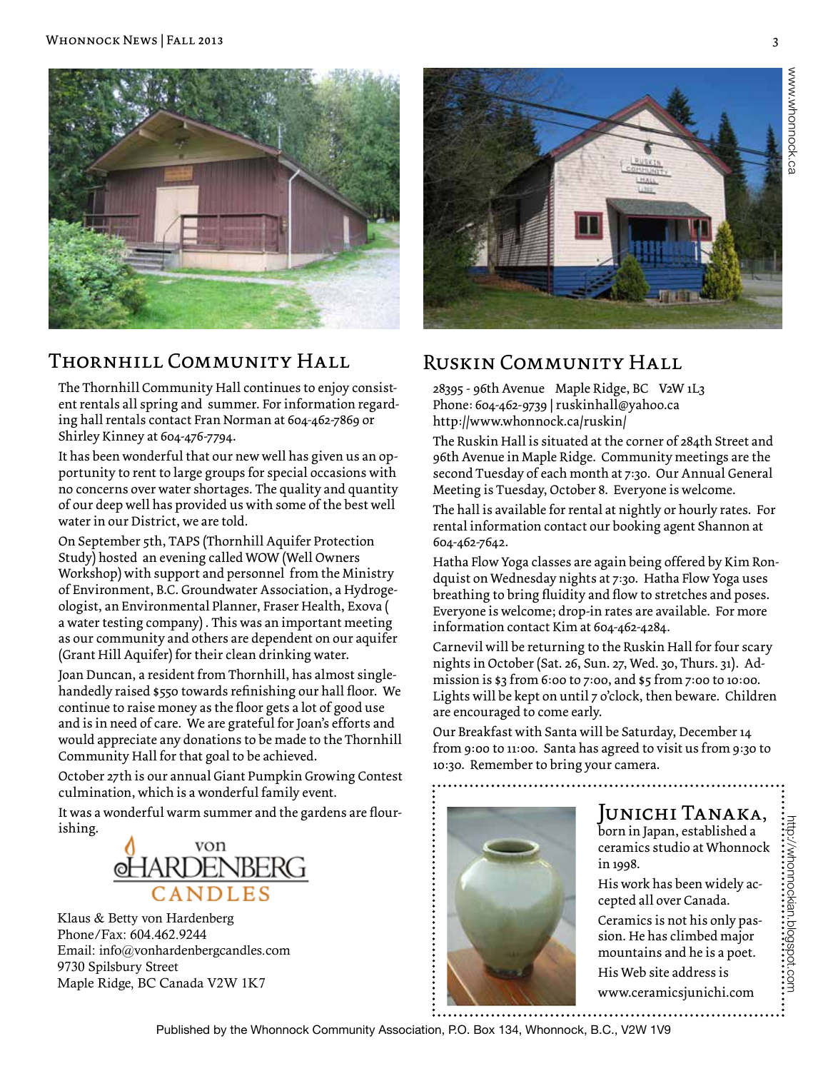## Thornhill Community Hall

The Thornhill Community Hall continues to enjoy consistent rentals all spring and summer. For information regarding hall rentals contact Fran Norman at 604-462-7869 or Shirley Kinney at 604-476-7794.

It has been wonderful that our new well has given us an opportunity to rent to large groups for special occasions with no concerns over water shortages. The quality and quantity of our deep well has provided us with some of the best well water in our District, we are told.

On September 5th, TAPS (Thornhill Aquifer Protection Study) hosted an evening called WOW (Well Owners Workshop) with support and personnel from the Ministry of Environment, B.C. Groundwater Association, a Hydrogeologist, an Environmental Planner, Fraser Health, Exova ( a water testing company) . This was an important meeting as our community and others are dependent on our aquifer (Grant Hill Aquifer) for their clean drinking water.

Joan Duncan, a resident from Thornhill, has almost single-handedly raised $550 towards refinishing our hall floor. We continue to raise money as the floor gets a lot of good use and is in need of care. We are grateful for Joan's efforts and would appreciate any donations to be made to the Thornhill Community Hall for that goal to be achieved.

October 27th is our annual Giant Pumpkin Growing Contest culmination, which is a wonderful family event.

It was a wonderful warm summer and the gardens are flourishing.

von HARDENBERG CANDLES

Klaus & Betty von Hardenberg
Phone/Fax: 604.462.9244
Email: info@vonhardenbergcandles.com
9730 Spilsbury Street
Maple Ridge, BC Canada V2W 1K7

## Ruskin Community Hall

28395 - 96th Avenue Maple Ridge, BC V2W 1L3
Phone: 604-462-9739 | ruskinhall@yahoo.ca
http://www.whonnock.ca/ruskin/

The Ruskin Hall is situated at the corner of 284th Street and 96th Avenue in Maple Ridge. Community meetings are the second Tuesday of each month at 7:30. Our Annual General Meeting is Tuesday, October 8. Everyone is welcome.

The hall is available for rental at nightly or hourly rates. For rental information contact our booking agent Shannon at 604-462-7642.

Hatha Flow Yoga classes are again being offered by Kim Rondquist on Wednesday nights at 7:30. Hatha Flow Yoga uses breathing to bring fluidity and flow to stretches and poses. Everyone is welcome; drop-in rates are available. For more information contact Kim at 604-462-4284.

Carnevil will be returning to the Ruskin Hall for four scary nights in October (Sat. 26, Sun. 27, Wed. 30, Thurs. 31). Admission is $3 from 6:00 to 7:00, and $5 from 7:00 to 10:00. Lights will be kept on until 7 o'clock, then beware. Children are encouraged to come early.

Our Breakfast with Santa will be Saturday, December 14 from 9:00 to 11:00. Santa has agreed to visit us from 9:30 to 10:30. Remember to bring your camera.

## Junichi Tanaka,

born in Japan, established a ceramics studio at Whonnock in 1998.

His work has been widely accepted all over Canada.

Ceramics is not his only passion. He has climbed major mountains and he is a poet.

His Web site address is www.ceramicsjunichi.com

http://whonnockian.blogspot.com

Published by the Whonnock Community Association, P.O. Box 134, Whonnock, B.C., V2W 1V9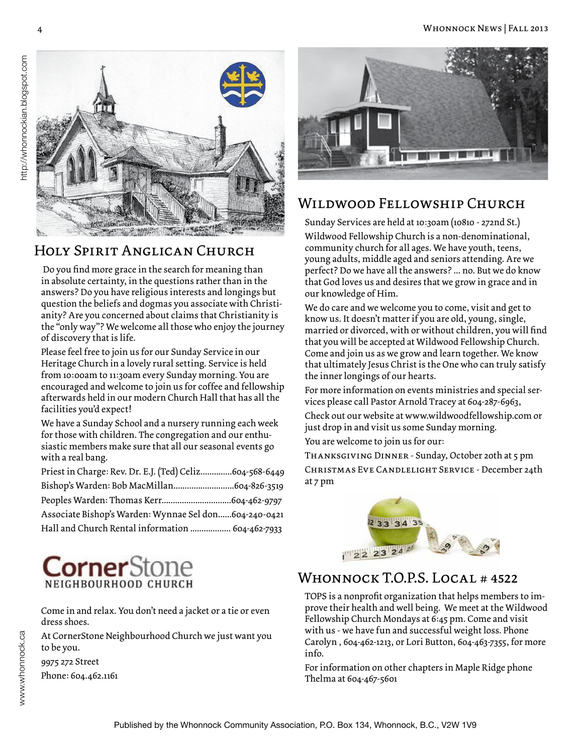## Holy Spirit Anglican Church

Do you find more grace in the search for meaning than in absolute certainty, in the questions rather than in the answers? Do you have religious interests and longings but question the beliefs and dogmas you associate with Christianity? Are you concerned about claims that Christianity is the "only way"? We welcome all those who enjoy the journey of discovery that is life.

Please feel free to join us for our Sunday Service in our Heritage Church in a lovely rural setting. Service is held from 10:00am to 11:30am every Sunday morning. You are encouraged and welcome to join us for coffee and fellowship afterwards held in our modern Church Hall that has all the facilities you'd expect!

We have a Sunday School and a nursery running each week for those with children. The congregation and our enthusiastic members make sure that all our seasonal events go with a real bang.

Priest in Charge: Rev. Dr. E.J. (Ted) Celiz..............604-568-6449
Bishop's Warden: Bob MacMillan...........................604-826-3519
Peoples Warden: Thomas Kerr..............................604-462-9797
Associate Bishop's Warden: Wynnae Sel don......604-240-0421
Hall and Church Rental information .................. 604-462-7933

## CornerStone Neighbourhood Church

Come in and relax. You don't need a jacket or a tie or even dress shoes.

At CornerStone Neighbourhood Church we just want you to be you.

9975 272 Street
Phone: 604.462.1161

## Wildwood Fellowship Church

Sunday Services are held at 10:30am (10810 - 272nd St.)

Wildwood Fellowship Church is a non-denominational, community church for all ages. We have youth, teens, young adults, middle aged and seniors attending. Are we perfect? Do we have all the answers? ... no. But we do know that God loves us and desires that we grow in grace and in our knowledge of Him.

We do care and we welcome you to come, visit and get to know us. It doesn't matter if you are old, young, single, married or divorced, with or without children, you will find that you will be accepted at Wildwood Fellowship Church. Come and join us as we grow and learn together. We know that ultimately Jesus Christ is the One who can truly satisfy the inner longings of our hearts.

For more information on events ministries and special services please call Pastor Arnold Tracey at 604-287-6963,

Check out our website at www.wildwoodfellowship.com or just drop in and visit us some Sunday morning.

You are welcome to join us for our:

Thanksgiving Dinner - Sunday, October 20th at 5 pm

Christmas Eve Candlelight Service - December 24th at 7 pm

## Whonnock T.O.P.S. Local # 4522

TOPS is a nonprofit organization that helps members to improve their health and well being. We meet at the Wildwood Fellowship Church Mondays at 6:45 pm. Come and visit with us - we have fun and successful weight loss. Phone Carolyn , 604-462-1213, or Lori Button, 604-463-7355, for more info.

For information on other chapters in Maple Ridge phone Thelma at 604-467-5601

Published by the Whonnock Community Association, P.O. Box 134, Whonnock, B.C., V2W 1V9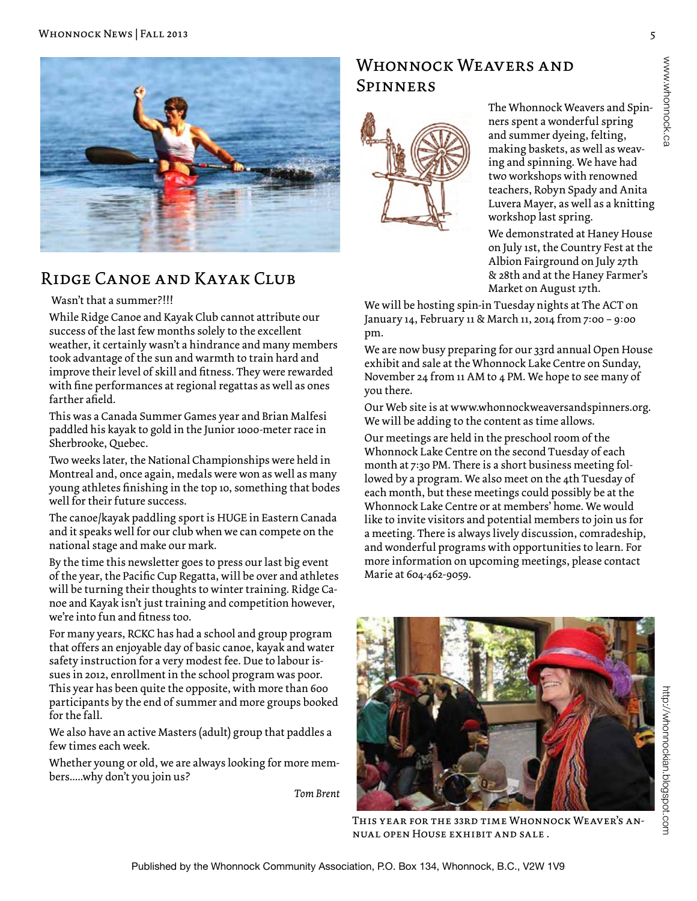## Ridge Canoe and Kayak Club

Wasn't that a summer?!!!

While Ridge Canoe and Kayak Club cannot attribute our success of the last few months solely to the excellent weather, it certainly wasn't a hindrance and many members took advantage of the sun and warmth to train hard and improve their level of skill and fitness. They were rewarded with fine performances at regional regattas as well as ones farther afield.

This was a Canada Summer Games year and Brian Malfesi paddled his kayak to gold in the Junior 1000-meter race in Sherbrooke, Quebec.

Two weeks later, the National Championships were held in Montreal and, once again, medals were won as well as many young athletes finishing in the top 10, something that bodes well for their future success.

The canoe/kayak paddling sport is HUGE in Eastern Canada and it speaks well for our club when we can compete on the national stage and make our mark.

By the time this newsletter goes to press our last big event of the year, the Pacific Cup Regatta, will be over and athletes will be turning their thoughts to winter training. Ridge Canoe and Kayak isn't just training and competition however, we're into fun and fitness too.

For many years, RCKC has had a school and group program that offers an enjoyable day of basic canoe, kayak and water safety instruction for a very modest fee. Due to labour issues in 2012, enrollment in the school program was poor. This year has been quite the opposite, with more than 600 participants by the end of summer and more groups booked for the fall.

We also have an active Masters (adult) group that paddles a few times each week.

Whether young or old, we are always looking for more members.....why don't you join us?

*Tom Brent*

## Whonnock Weavers and Spinners

The Whonnock Weavers and Spinners spent a wonderful spring and summer dyeing, felting, making baskets, as well as weaving and spinning. We have had two workshops with renowned teachers, Robyn Spady and Anita Luvera Mayer, as well as a knitting workshop last spring.

We demonstrated at Haney House on July 1st, the Country Fest at the Albion Fairground on July 27th & 28th and at the Haney Farmer's Market on August 17th.

We will be hosting spin-in Tuesday nights at The ACT on January 14, February 11 & March 11, 2014 from 7:00 – 9:00 pm.

We are now busy preparing for our 33rd annual Open House exhibit and sale at the Whonnock Lake Centre on Sunday, November 24 from 11 AM to 4 PM. We hope to see many of you there.

Our Web site is at www.whonnockweaversandspinners.org. We will be adding to the content as time allows.

Our meetings are held in the preschool room of the Whonnock Lake Centre on the second Tuesday of each month at 7:30 PM. There is a short business meeting followed by a program. We also meet on the 4th Tuesday of each month, but these meetings could possibly be at the Whonnock Lake Centre or at members' home. We would like to invite visitors and potential members to join us for a meeting. There is always lively discussion, comradeship, and wonderful programs with opportunities to learn. For more information on upcoming meetings, please contact Marie at 604-462-9059.

This year for the 33rd time Whonnock Weaver's annual open House exhibit and sale .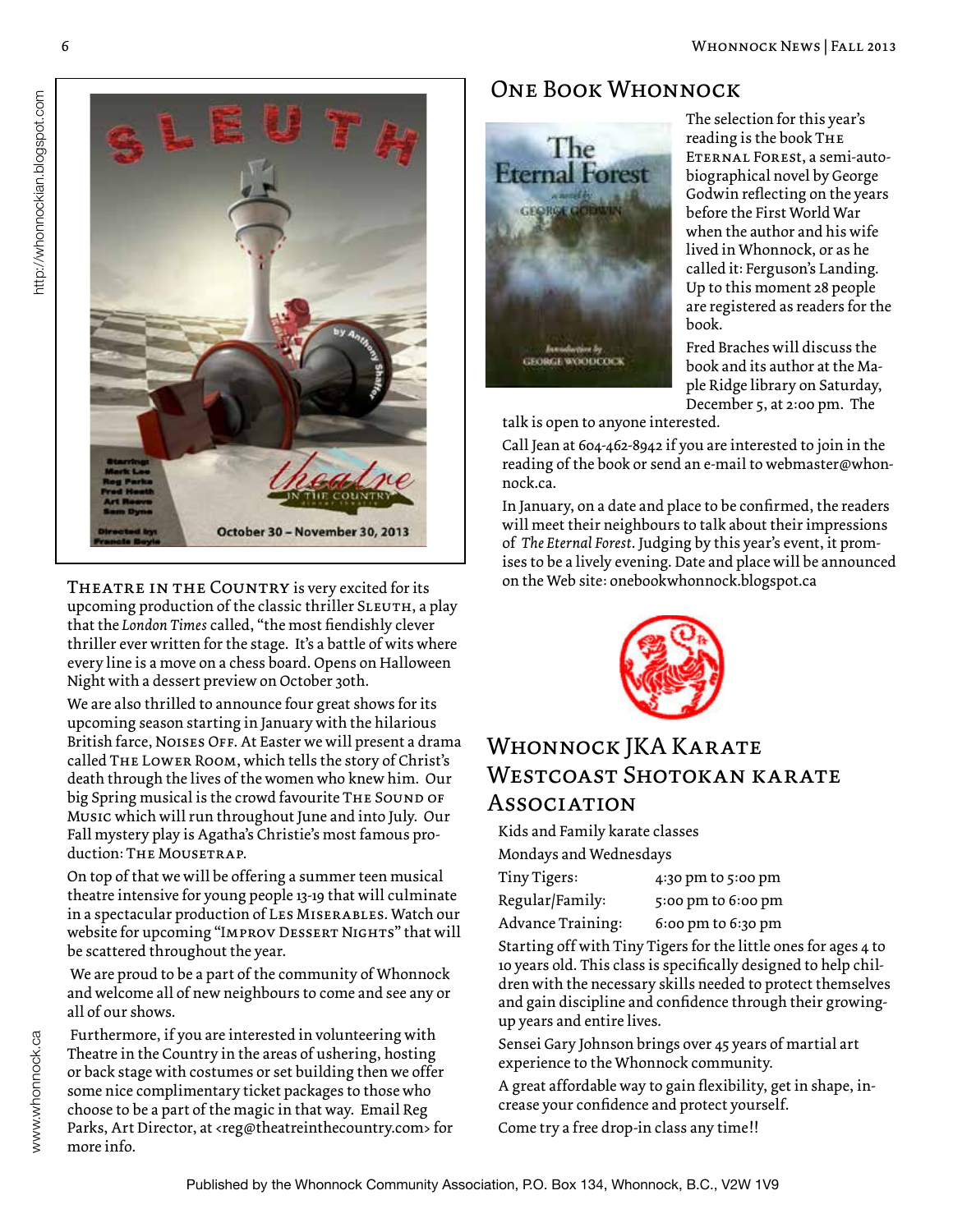Theatre in the Country is very excited for its upcoming production of the classic thriller Sleuth, a play that the *London Times* called, "the most fiendishly clever thriller ever written for the stage. It's a battle of wits where every line is a move on a chess board. Opens on Halloween Night with a dessert preview on October 30th.

We are also thrilled to announce four great shows for its upcoming season starting in January with the hilarious British farce, Noises Off. At Easter we will present a drama called The Lower Room, which tells the story of Christ's death through the lives of the women who knew him. Our big Spring musical is the crowd favourite The Sound of Music which will run throughout June and into July. Our Fall mystery play is Agatha's Christie's most famous production: The Mousetrap.

On top of that we will be offering a summer teen musical theatre intensive for young people 13-19 that will culminate in a spectacular production of Les Miserables. Watch our website for upcoming "Improv Dessert Nights" that will be scattered throughout the year.

We are proud to be a part of the community of Whonnock and welcome all of new neighbours to come and see any or all of our shows.

Furthermore, if you are interested in volunteering with Theatre in the Country in the areas of ushering, hosting or back stage with costumes or set building then we offer some nice complimentary ticket packages to those who choose to be a part of the magic in that way. Email Reg Parks, Art Director, at <reg@theatreinthecountry.com> for more info.

## One Book Whonnock

The selection for this year's reading is the book The Eternal Forest, a semi-autobiographical novel by George Godwin reflecting on the years before the First World War when the author and his wife lived in Whonnock, or as he called it: Ferguson's Landing. Up to this moment 28 people are registered as readers for the book.

Fred Braches will discuss the book and its author at the Maple Ridge library on Saturday, December 5, at 2:00 pm. The talk is open to anyone interested.

Call Jean at 604-462-8942 if you are interested to join in the reading of the book or send an e-mail to webmaster@whonnock.ca.

In January, on a date and place to be confirmed, the readers will meet their neighbours to talk about their impressions of *The Eternal Forest*. Judging by this year's event, it promises to be a lively evening. Date and place will be announced on the Web site: onebookwhonnock.blogspot.ca

## Whonnock JKA Karate Westcoast Shotokan karate Association

Kids and Family karate classes

Mondays and Wednesdays

| | |
|---|---|
| Tiny Tigers: | 4:30 pm to 5:00 pm |
| Regular/Family: | 5:00 pm to 6:00 pm |
| Advance Training: | 6:00 pm to 6:30 pm |

Starting off with Tiny Tigers for the little ones for ages 4 to 10 years old. This class is specifically designed to help children with the necessary skills needed to protect themselves and gain discipline and confidence through their growing-up years and entire lives.

Sensei Gary Johnson brings over 45 years of martial art experience to the Whonnock community.

A great affordable way to gain flexibility, get in shape, increase your confidence and protect yourself.

Come try a free drop-in class any time!!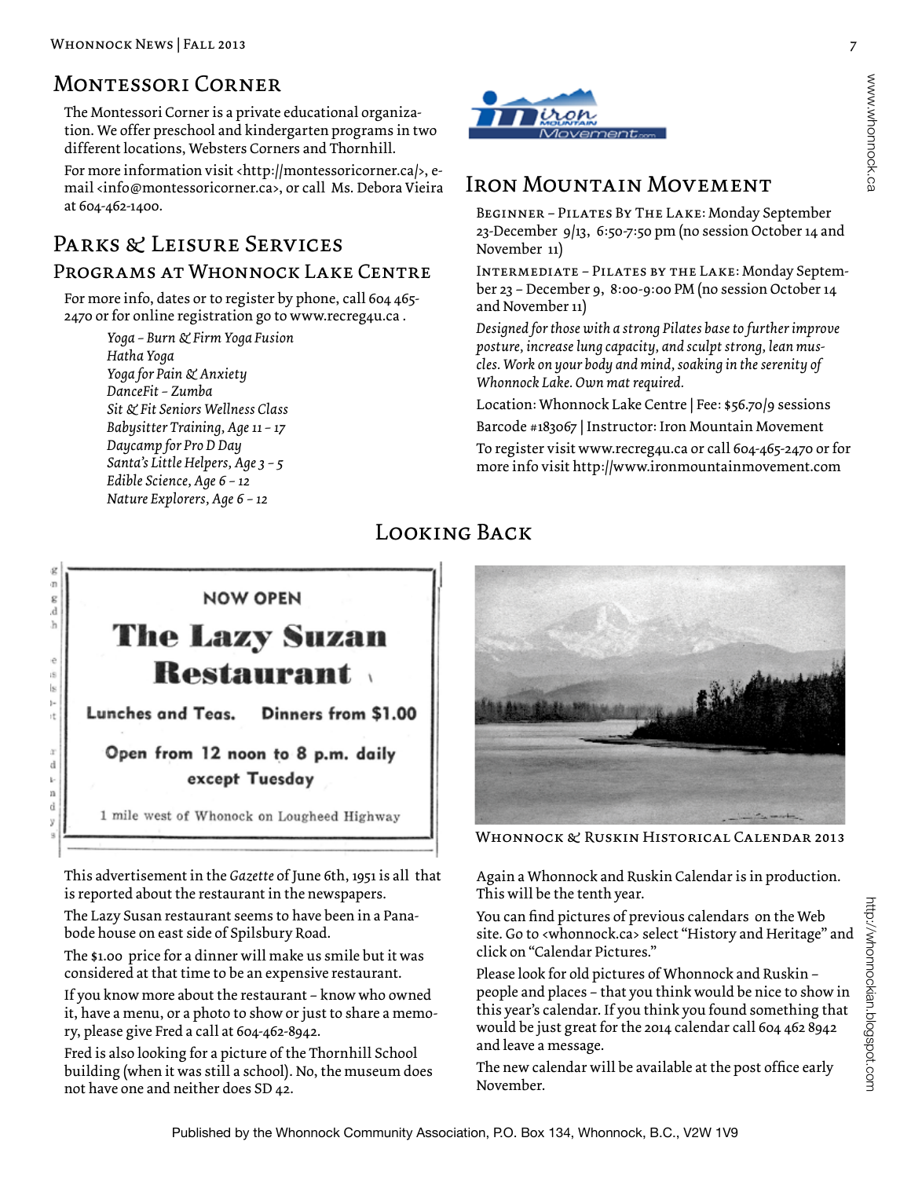## Montessori Corner

The Montessori Corner is a private educational organization. We offer preschool and kindergarten programs in two different locations, Websters Corners and Thornhill.

For more information visit <http://montessoricorner.ca/>, e-mail <info@montessoricorner.ca>, or call Ms. Debora Vieira at 604-462-1400.

## Parks & Leisure Services

### Programs at Whonnock Lake Centre

For more info, dates or to register by phone, call 604 465-2470 or for online registration go to www.recreg4u.ca .

*Yoga – Burn & Firm Yoga Fusion*
*Hatha Yoga*
*Yoga for Pain & Anxiety*
*DanceFit – Zumba*
*Sit & Fit Seniors Wellness Class*
*Babysitter Training, Age 11 – 17*
*Daycamp for Pro D Day*
*Santa's Little Helpers, Age 3 – 5*
*Edible Science, Age 6 – 12*
*Nature Explorers, Age 6 – 12*

## Iron Mountain Movement

Beginner – Pilates By The Lake: Monday September 23-December 9/13, 6:50-7:50 pm (no session October 14 and November 11)

Intermediate – Pilates by the Lake: Monday September 23 – December 9, 8:00-9:00 PM (no session October 14 and November 11)

*Designed for those with a strong Pilates base to further improve posture, increase lung capacity, and sculpt strong, lean muscles. Work on your body and mind, soaking in the serenity of Whonnock Lake. Own mat required.*

Location: Whonnock Lake Centre | Fee: $56.70/9 sessions

Barcode #183067 | Instructor: Iron Mountain Movement

To register visit www.recreg4u.ca or call 604-465-2470 or for more info visit http://www.ironmountainmovement.com

## Looking Back

NOW OPEN

**The Lazy Suzan Restaurant**

Lunches and Teas. Dinners from $1.00

Open from 12 noon to 8 p.m. daily except Tuesday

1 mile west of Whonock on Lougheed Highway

This advertisement in the *Gazette* of June 6th, 1951 is all that is reported about the restaurant in the newspapers.

The Lazy Susan restaurant seems to have been in a Panabode house on east side of Spilsbury Road.

The $1.00 price for a dinner will make us smile but it was considered at that time to be an expensive restaurant.

If you know more about the restaurant – know who owned it, have a menu, or a photo to show or just to share a memory, please give Fred a call at 604-462-8942.

Fred is also looking for a picture of the Thornhill School building (when it was still a school). No, the museum does not have one and neither does SD 42.

Whonnock & Ruskin Historical Calendar 2013

Again a Whonnock and Ruskin Calendar is in production. This will be the tenth year.

You can find pictures of previous calendars on the Web site. Go to <whonnock.ca> select "History and Heritage" and click on "Calendar Pictures."

Please look for old pictures of Whonnock and Ruskin – people and places – that you think would be nice to show in this year's calendar. If you think you found something that would be just great for the 2014 calendar call 604 462 8942 and leave a message.

The new calendar will be available at the post office early November.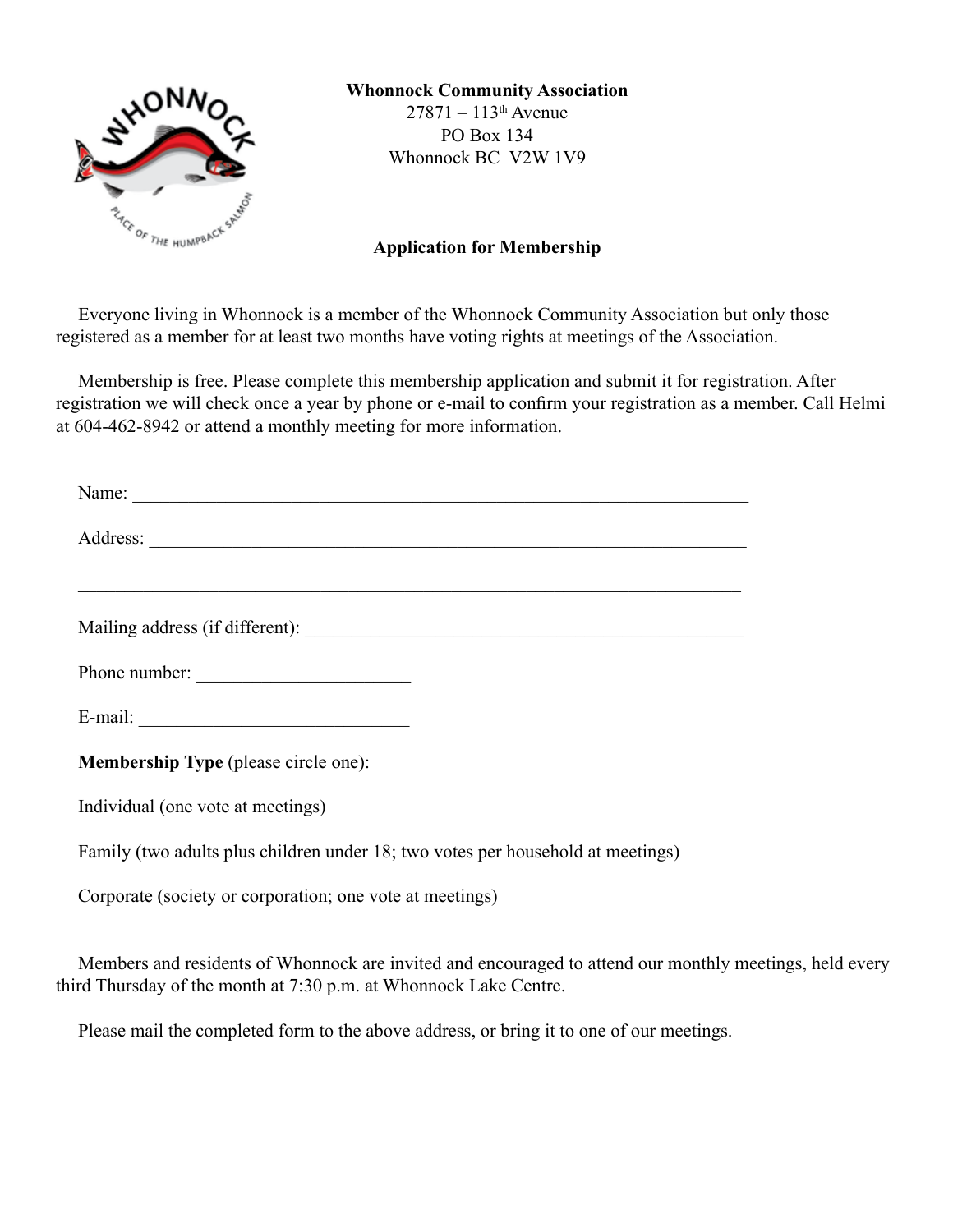**Whonnock Community Association**
27871 – 113th Avenue
PO Box 134
Whonnock BC V2W 1V9

## Application for Membership

Everyone living in Whonnock is a member of the Whonnock Community Association but only those registered as a member for at least two months have voting rights at meetings of the Association.

Membership is free. Please complete this membership application and submit it for registration. After registration we will check once a year by phone or e-mail to confirm your registration as a member. Call Helmi at 604-462-8942 or attend a monthly meeting for more information.

Name: ______________________________________________________________________

Address: ____________________________________________________________________

____________________________________________________________________________

Mailing address (if different): _______________________________________________

Phone number: _______________________

E-mail: _____________________________

**Membership Type** (please circle one):

Individual (one vote at meetings)

Family (two adults plus children under 18; two votes per household at meetings)

Corporate (society or corporation; one vote at meetings)

Members and residents of Whonnock are invited and encouraged to attend our monthly meetings, held every third Thursday of the month at 7:30 p.m. at Whonnock Lake Centre.

Please mail the completed form to the above address, or bring it to one of our meetings.